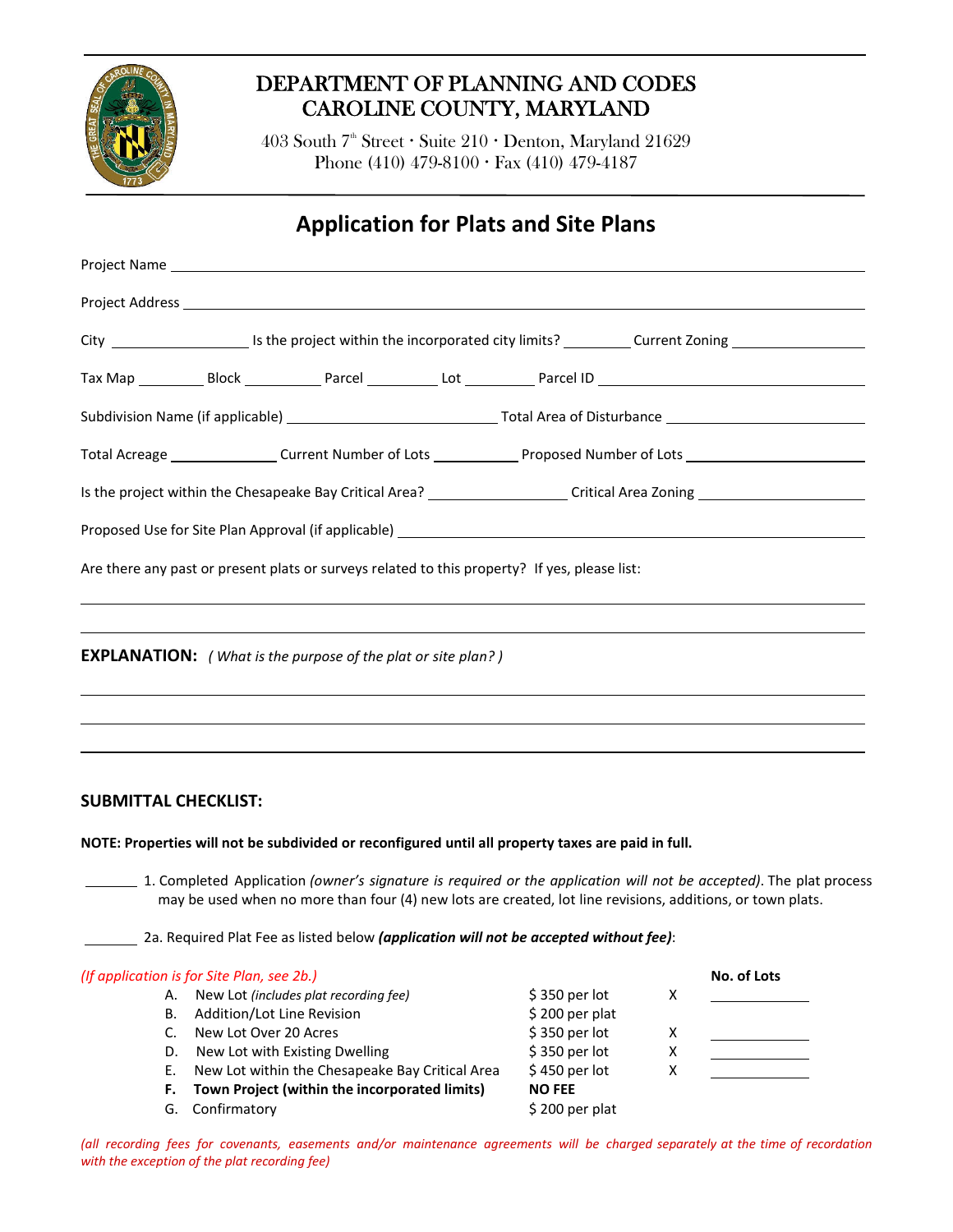# DEPARTMENT OF PLANNING AND CODES
# CAROLINE COUNTY, MARYLAND

403 South 7th Street · Suite 210 · Denton, Maryland 21629
Phone (410) 479-8100 · Fax (410) 479-4187

## Application for Plats and Site Plans

Project Name \_\_\_\_\_\_\_\_\_\_\_\_\_\_\_\_\_\_\_\_\_\_\_\_\_\_\_\_\_\_\_\_\_\_\_\_\_\_\_\_

Project Address \_\_\_\_\_\_\_\_\_\_\_\_\_\_\_\_\_\_\_\_\_\_\_\_\_\_\_\_\_\_\_\_\_\_\_\_\_\_\_\_

City \_\_\_\_\_\_\_\_\_\_ Is the project within the incorporated city limits? \_\_\_\_\_\_ Current Zoning \_\_\_\_\_\_\_\_\_\_

Tax Map \_\_\_\_\_ Block \_\_\_\_\_ Parcel \_\_\_\_\_ Lot \_\_\_\_\_ Parcel ID \_\_\_\_\_\_\_\_\_\_\_\_\_\_\_\_\_\_

Subdivision Name (if applicable) \_\_\_\_\_\_\_\_\_\_\_\_\_\_\_ Total Area of Disturbance \_\_\_\_\_\_\_\_\_\_\_\_\_\_\_

Total Acreage \_\_\_\_\_\_\_\_ Current Number of Lots \_\_\_\_\_\_\_ Proposed Number of Lots \_\_\_\_\_\_\_\_\_\_

Is the project within the Chesapeake Bay Critical Area? \_\_\_\_\_\_\_\_\_\_ Critical Area Zoning \_\_\_\_\_\_\_\_\_\_\_\_

Proposed Use for Site Plan Approval (if applicable) \_\_\_\_\_\_\_\_\_\_\_\_\_\_\_\_\_\_\_\_\_\_\_\_\_\_\_\_\_\_\_\_

Are there any past or present plats or surveys related to this property? If yes, please list:

\_\_\_\_\_\_\_\_\_\_\_\_\_\_\_\_\_\_\_\_\_\_\_\_\_\_\_\_\_\_\_\_\_\_\_\_\_\_\_\_\_\_\_\_\_\_\_\_\_\_\_\_\_\_\_\_\_\_

\_\_\_\_\_\_\_\_\_\_\_\_\_\_\_\_\_\_\_\_\_\_\_\_\_\_\_\_\_\_\_\_\_\_\_\_\_\_\_\_\_\_\_\_\_\_\_\_\_\_\_\_\_\_\_\_\_\_

**EXPLANATION:** *( What is the purpose of the plat or site plan? )*

\_\_\_\_\_\_\_\_\_\_\_\_\_\_\_\_\_\_\_\_\_\_\_\_\_\_\_\_\_\_\_\_\_\_\_\_\_\_\_\_\_\_\_\_\_\_\_\_\_\_\_\_\_\_\_\_\_\_

\_\_\_\_\_\_\_\_\_\_\_\_\_\_\_\_\_\_\_\_\_\_\_\_\_\_\_\_\_\_\_\_\_\_\_\_\_\_\_\_\_\_\_\_\_\_\_\_\_\_\_\_\_\_\_\_\_\_

\_\_\_\_\_\_\_\_\_\_\_\_\_\_\_\_\_\_\_\_\_\_\_\_\_\_\_\_\_\_\_\_\_\_\_\_\_\_\_\_\_\_\_\_\_\_\_\_\_\_\_\_\_\_\_\_\_\_

### SUBMITTAL CHECKLIST:

**NOTE: Properties will not be subdivided or reconfigured until all property taxes are paid in full.**

\_\_\_\_\_\_ 1. Completed Application *(owner's signature is required or the application will not be accepted)*. The plat process may be used when no more than four (4) new lots are created, lot line revisions, additions, or town plats.

\_\_\_\_\_\_ 2a. Required Plat Fee as listed below ***(application will not be accepted without fee)***:

*(If application is for Site Plan, see 2b.)*

| | | Fee | | No. of Lots |
|---|---|---|---|---|
| A. | New Lot *(includes plat recording fee)* | $ 350 per lot | X | \_\_\_\_\_\_ |
| B. | Addition/Lot Line Revision | $ 200 per plat | | |
| C. | New Lot Over 20 Acres | $ 350 per lot | X | \_\_\_\_\_\_ |
| D. | New Lot with Existing Dwelling | $ 350 per lot | X | \_\_\_\_\_\_ |
| E. | New Lot within the Chesapeake Bay Critical Area | $ 450 per lot | X | \_\_\_\_\_\_ |
| **F.** | **Town Project (within the incorporated limits)** | **NO FEE** | | |
| G. | Confirmatory | $ 200 per plat | | |

*(all recording fees for covenants, easements and/or maintenance agreements will be charged separately at the time of recordation with the exception of the plat recording fee)*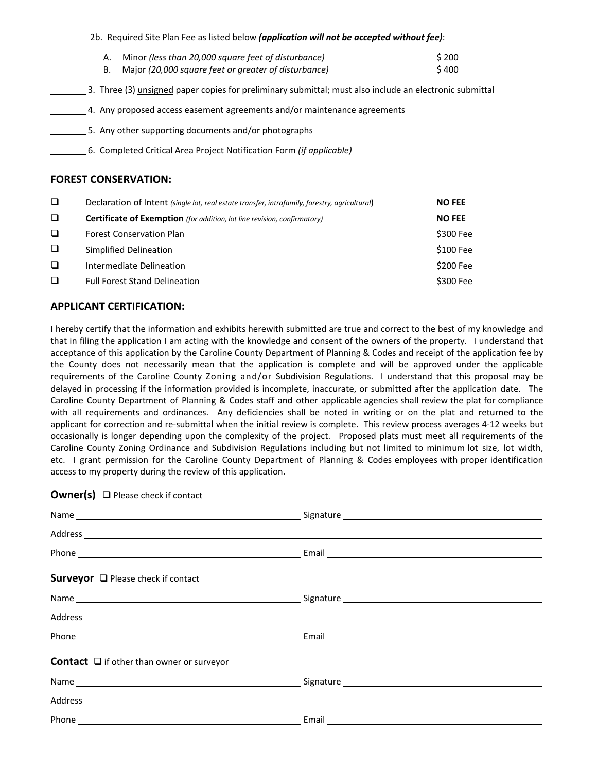\_\_\_\_\_\_\_\_ 2b. Required Site Plan Fee as listed below ***(application will not be accepted without fee)***:

A. Minor *(less than 20,000 square feet of disturbance)* $ 200
B. Major *(20,000 square feet or greater of disturbance)* $ 400

\_\_\_\_\_\_\_\_ 3. Three (3) unsigned paper copies for preliminary submittal; must also include an electronic submittal

\_\_\_\_\_\_\_\_ 4. Any proposed access easement agreements and/or maintenance agreements

\_\_\_\_\_\_\_\_ 5. Any other supporting documents and/or photographs

\_\_\_\_\_\_\_\_ 6. Completed Critical Area Project Notification Form *(if applicable)*

## FOREST CONSERVATION:

| | | |
|---|---|---|
| ❑ | Declaration of Intent *(single lot, real estate transfer, intrafamily, forestry, agricultural)* | **NO FEE** |
| ❑ | **Certificate of Exemption** *(for addition, lot line revision, confirmatory)* | **NO FEE** |
| ❑ | Forest Conservation Plan | $300 Fee |
| ❑ | Simplified Delineation | $100 Fee |
| ❑ | Intermediate Delineation | $200 Fee |
| ❑ | Full Forest Stand Delineation | $300 Fee |

## APPLICANT CERTIFICATION:

I hereby certify that the information and exhibits herewith submitted are true and correct to the best of my knowledge and that in filing the application I am acting with the knowledge and consent of the owners of the property. I understand that acceptance of this application by the Caroline County Department of Planning & Codes and receipt of the application fee by the County does not necessarily mean that the application is complete and will be approved under the applicable requirements of the Caroline County Zoning and/or Subdivision Regulations. I understand that this proposal may be delayed in processing if the information provided is incomplete, inaccurate, or submitted after the application date. The Caroline County Department of Planning & Codes staff and other applicable agencies shall review the plat for compliance with all requirements and ordinances. Any deficiencies shall be noted in writing or on the plat and returned to the applicant for correction and re-submittal when the initial review is complete. This review process averages 4-12 weeks but occasionally is longer depending upon the complexity of the project. Proposed plats must meet all requirements of the Caroline County Zoning Ordinance and Subdivision Regulations including but not limited to minimum lot size, lot width, etc. I grant permission for the Caroline County Department of Planning & Codes employees with proper identification access to my property during the review of this application.

**Owner(s)** ❑ Please check if contact

Name \_\_\_\_\_\_\_\_\_\_\_\_\_\_\_\_\_\_\_\_ Signature \_\_\_\_\_\_\_\_\_\_\_\_\_\_\_\_\_\_\_\_

Address \_\_\_\_\_\_\_\_\_\_\_\_\_\_\_\_\_\_\_\_\_\_\_\_\_\_\_\_\_\_\_\_\_\_\_\_\_\_\_\_

Phone \_\_\_\_\_\_\_\_\_\_\_\_\_\_\_\_\_\_\_\_ Email \_\_\_\_\_\_\_\_\_\_\_\_\_\_\_\_\_\_\_\_

**Surveyor** ❑ Please check if contact

Name \_\_\_\_\_\_\_\_\_\_\_\_\_\_\_\_\_\_\_\_ Signature \_\_\_\_\_\_\_\_\_\_\_\_\_\_\_\_\_\_\_\_

Address \_\_\_\_\_\_\_\_\_\_\_\_\_\_\_\_\_\_\_\_\_\_\_\_\_\_\_\_\_\_\_\_\_\_\_\_\_\_\_\_

Phone \_\_\_\_\_\_\_\_\_\_\_\_\_\_\_\_\_\_\_\_ Email \_\_\_\_\_\_\_\_\_\_\_\_\_\_\_\_\_\_\_\_

**Contact** ❑ if other than owner or surveyor

Name \_\_\_\_\_\_\_\_\_\_\_\_\_\_\_\_\_\_\_\_ Signature \_\_\_\_\_\_\_\_\_\_\_\_\_\_\_\_\_\_\_\_

Address \_\_\_\_\_\_\_\_\_\_\_\_\_\_\_\_\_\_\_\_\_\_\_\_\_\_\_\_\_\_\_\_\_\_\_\_\_\_\_\_

Phone \_\_\_\_\_\_\_\_\_\_\_\_\_\_\_\_\_\_\_\_ Email \_\_\_\_\_\_\_\_\_\_\_\_\_\_\_\_\_\_\_\_